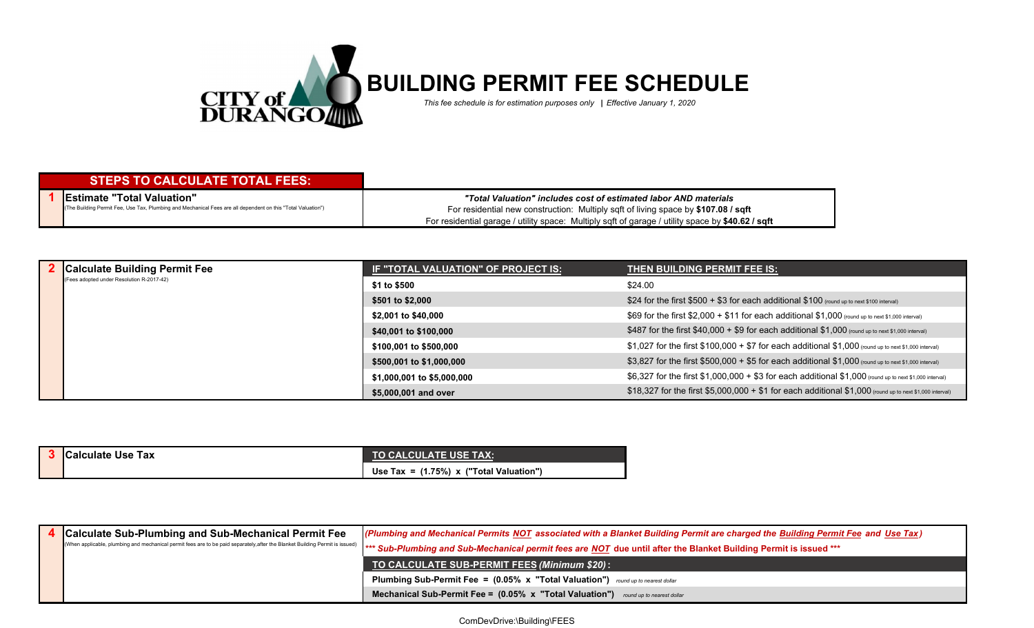# CITY of DURANGO

# BUILDING PERMIT FEE SCHEDULE

*This fee schedule is for estimation purposes only | Effective January 1, 2020*

## STEPS TO CALCULATE TOTAL FEES:

### 1 Estimate "Total Valuation"

(The Building Permit Fee, Use Tax, Plumbing and Mechanical Fees are all dependent on this "Total Valuation")

***"Total Valuation" includes cost of estimated labor AND materials***

For residential new construction: Multiply sqft of living space by **$107.08 / sqft**

For residential garage / utility space: Multiply sqft of garage / utility space by **$40.62 / sqft**

### 2 Calculate Building Permit Fee

(Fees adopted under Resolution R-2017-42)

| IF "TOTAL VALUATION" OF PROJECT IS: | THEN BUILDING PERMIT FEE IS: |
|---|---|
| **$1 to $500** | $24.00 |
| **$501 to $2,000** | $24 for the first $500 + $3 for each additional $100 (round up to next $100 interval) |
| **$2,001 to $40,000** | $69 for the first $2,000 + $11 for each additional $1,000 (round up to next $1,000 interval) |
| **$40,001 to $100,000** | $487 for the first $40,000 + $9 for each additional $1,000 (round up to next $1,000 interval) |
| **$100,001 to $500,000** | $1,027 for the first $100,000 + $7 for each additional $1,000 (round up to next $1,000 interval) |
| **$500,001 to $1,000,000** | $3,827 for the first $500,000 + $5 for each additional $1,000 (round up to next $1,000 interval) |
| **$1,000,001 to $5,000,000** | $6,327 for the first $1,000,000 + $3 for each additional $1,000 (round up to next $1,000 interval) |
| **$5,000,001 and over** | $18,327 for the first $5,000,000 + $1 for each additional $1,000 (round up to next $1,000 interval) |

### 3 Calculate Use Tax

| TO CALCULATE USE TAX: |
|---|
| **Use Tax = (1.75%) x ("Total Valuation")** |

### 4 Calculate Sub-Plumbing and Sub-Mechanical Permit Fee

(When applicable, plumbing and mechanical permit fees are to be paid separately,after the Blanket Building Permit is issued)

*(Plumbing and Mechanical Permits **NOT** associated with a Blanket Building Permit are charged the **Building Permit Fee** and **Use Tax**)*

****** Sub-Plumbing and Sub-Mechanical permit fees are NOT due until after the Blanket Building Permit is issued ******

| TO CALCULATE SUB-PERMIT FEES *(Minimum $20)*: |
|---|
| **Plumbing Sub-Permit Fee = (0.05% x "Total Valuation")** *round up to nearest dollar* |
| **Mechanical Sub-Permit Fee = (0.05% x "Total Valuation")** *round up to nearest dollar* |

ComDevDrive:\Building\FEES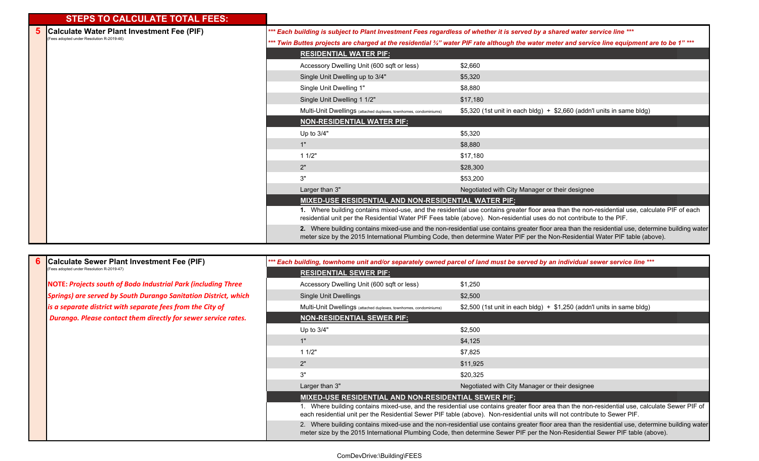## STEPS TO CALCULATE TOTAL FEES:

### 5 Calculate Water Plant Investment Fee (PIF)

(Fees adopted under Resolution R-2019-46)

****** Each building is subject to Plant Investment Fees regardless of whether it is served by a shared water service line ******

****** Twin Buttes projects are charged at the residential ¾" water PIF rate although the water meter and service line equipment are to be 1" ******

| RESIDENTIAL WATER PIF: | |
|---|---|
| Accessory Dwelling Unit (600 sqft or less) | $2,660 |
| Single Unit Dwelling up to 3/4" | $5,320 |
| Single Unit Dwelling 1" | $8,880 |
| Single Unit Dwelling 1 1/2" | $17,180 |
| Multi-Unit Dwellings (attached duplexes, townhomes, condominiums) | $5,320 (1st unit in each bldg) + $2,660 (addn'l units in same bldg) |

| NON-RESIDENTIAL WATER PIF: | |
|---|---|
| Up to 3/4" | $5,320 |
| 1" | $8,880 |
| 1 1/2" | $17,180 |
| 2" | $28,300 |
| 3" | $53,200 |
| Larger than 3" | Negotiated with City Manager or their designee |

**MIXED-USE RESIDENTIAL AND NON-RESIDENTIAL WATER PIF:**

**1.** Where building contains mixed-use, and the residential use contains greater floor area than the non-residential use, calculate PIF of each residential unit per the Residential Water PIF Fees table (above). Non-residential uses do not contribute to the PIF.

**2.** Where building contains mixed-use and the non-residential use contains greater floor area than the residential use, determine building water meter size by the 2015 International Plumbing Code, then determine Water PIF per the Non-Residential Water PIF table (above).

### 6 Calculate Sewer Plant Investment Fee (PIF)

(Fees adopted under Resolution R-2019-47)

**NOTE:** ***Projects south of Bodo Industrial Park (including Three Springs) are served by South Durango Sanitation District, which is a separate district with separate fees from the City of Durango. Please contact them directly for sewer service rates.***

****** Each building, townhome unit and/or separately owned parcel of land must be served by an individual sewer service line ******

| RESIDENTIAL SEWER PIF: | |
|---|---|
| Accessory Dwelling Unit (600 sqft or less) | $1,250 |
| Single Unit Dwellings | $2,500 |
| Multi-Unit Dwellings (attached duplexes, townhomes, condominiums) | $2,500 (1st unit in each bldg) + $1,250 (addn'l units in same bldg) |

| NON-RESIDENTIAL SEWER PIF: | |
|---|---|
| Up to 3/4" | $2,500 |
| 1" | $4,125 |
| 1 1/2" | $7,825 |
| 2" | $11,925 |
| 3" | $20,325 |
| Larger than 3" | Negotiated with City Manager or their designee |

**MIXED-USE RESIDENTIAL AND NON-RESIDENTIAL SEWER PIF:**

1. Where building contains mixed-use, and the residential use contains greater floor area than the non-residential use, calculate Sewer PIF of each residential unit per the Residential Sewer PIF table (above). Non-residential units will not contribute to Sewer PIF.

2. Where building contains mixed-use and the non-residential use contains greater floor area than the residential use, determine building water meter size by the 2015 International Plumbing Code, then determine Sewer PIF per the Non-Residential Sewer PIF table (above).

ComDevDrive:\Building\FEES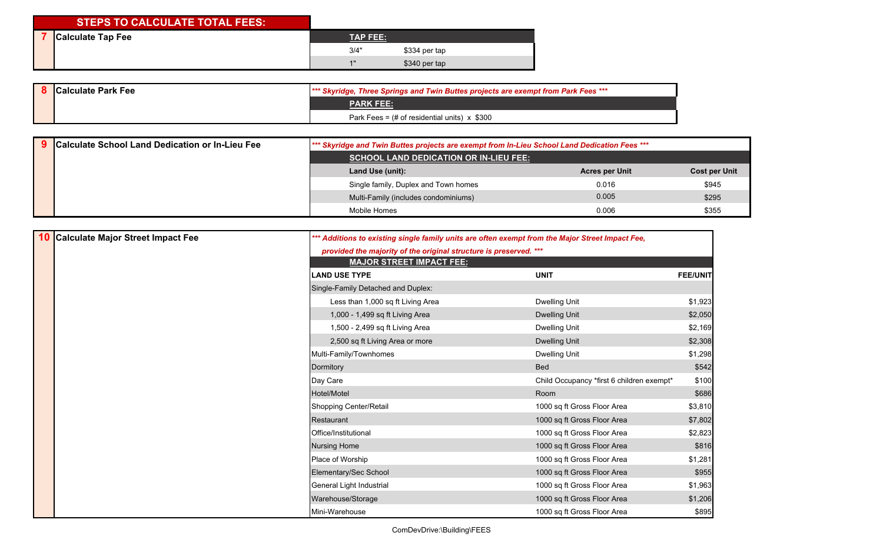## STEPS TO CALCULATE TOTAL FEES:

### 7 Calculate Tap Fee

**TAP FEE:**

| Size | Fee |
|---|---|
| 3/4" | $334 per tap |
| 1" | $340 per tap |

### 8 Calculate Park Fee

****** *Skyridge, Three Springs and Twin Buttes projects are exempt from Park Fees* *****

**PARK FEE:**

Park Fees = (# of residential units) x $300

### 9 Calculate School Land Dedication or In-Lieu Fee

****** *Skyridge and Twin Buttes projects are exempt from In-Lieu School Land Dedication Fees* *****

**SCHOOL LAND DEDICATION OR IN-LIEU FEE:**

| Land Use (unit): | Acres per Unit | Cost per Unit |
|---|---|---|
| Single family, Duplex and Town homes | 0.016 | $945 |
| Multi-Family (includes condominiums) | 0.005 | $295 |
| Mobile Homes | 0.006 | $355 |

### 10 Calculate Major Street Impact Fee

****** *Additions to existing single family units are often exempt from the Major Street Impact Fee, provided the majority of the original structure is preserved.* *****

**MAJOR STREET IMPACT FEE:**

| LAND USE TYPE | UNIT | FEE/UNIT |
|---|---|---|
| Single-Family Detached and Duplex: | | |
| Less than 1,000 sq ft Living Area | Dwelling Unit | $1,923 |
| 1,000 - 1,499 sq ft Living Area | Dwelling Unit | $2,050 |
| 1,500 - 2,499 sq ft Living Area | Dwelling Unit | $2,169 |
| 2,500 sq ft Living Area or more | Dwelling Unit | $2,308 |
| Multi-Family/Townhomes | Dwelling Unit | $1,298 |
| Dormitory | Bed | $542 |
| Day Care | Child Occupancy *first 6 children exempt* | $100 |
| Hotel/Motel | Room | $686 |
| Shopping Center/Retail | 1000 sq ft Gross Floor Area | $3,810 |
| Restaurant | 1000 sq ft Gross Floor Area | $7,802 |
| Office/Institutional | 1000 sq ft Gross Floor Area | $2,823 |
| Nursing Home | 1000 sq ft Gross Floor Area | $816 |
| Place of Worship | 1000 sq ft Gross Floor Area | $1,281 |
| Elementary/Sec School | 1000 sq ft Gross Floor Area | $955 |
| General Light Industrial | 1000 sq ft Gross Floor Area | $1,963 |
| Warehouse/Storage | 1000 sq ft Gross Floor Area | $1,206 |
| Mini-Warehouse | 1000 sq ft Gross Floor Area | $895 |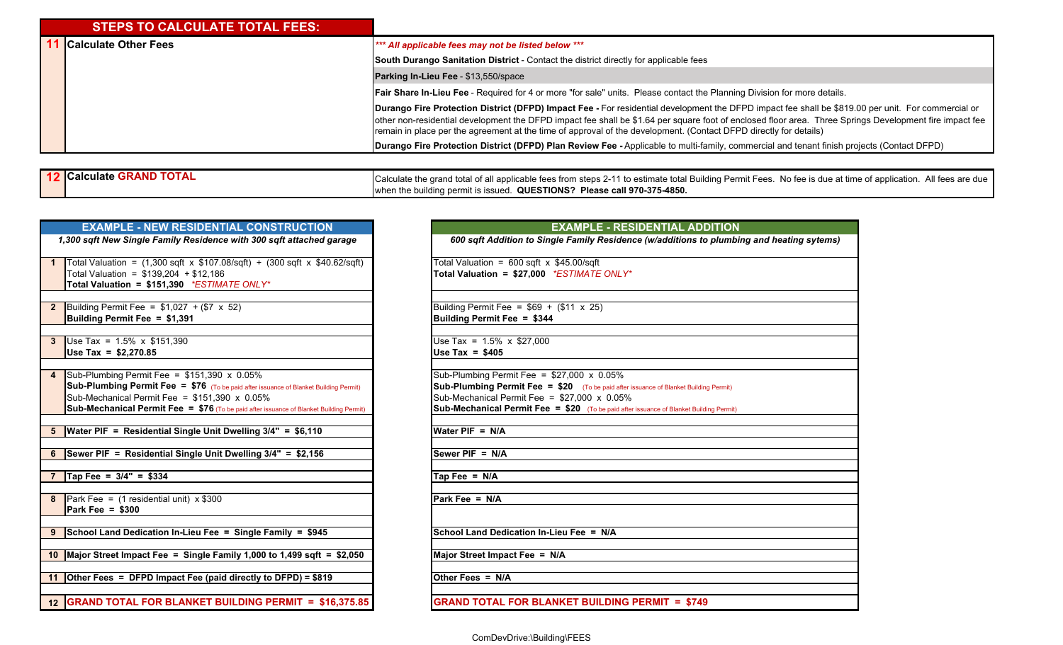| STEPS TO CALCULATE TOTAL FEES: | | |
|---|---|---|
| 11 | Calculate Other Fees | *** All applicable fees may not be listed below *** |
| | | **South Durango Sanitation District** - Contact the district directly for applicable fees |
| | | **Parking In-Lieu Fee** - $13,550/space |
| | | **Fair Share In-Lieu Fee** - Required for 4 or more "for sale" units. Please contact the Planning Division for more details. |
| | | **Durango Fire Protection District (DFPD) Impact Fee -** For residential development the DFPD impact fee shall be $819.00 per unit. For commercial or other non-residential development the DFPD impact fee shall be $1.64 per square foot of enclosed floor area. Three Springs Development fire impact fee remain in place per the agreement at the time of approval of the development. (Contact DFPD directly for details) |
| | | **Durango Fire Protection District (DFPD) Plan Review Fee -** Applicable to multi-family, commercial and tenant finish projects (Contact DFPD) |

| | | |
|---|---|---|
| 12 | Calculate **GRAND TOTAL** | Calculate the grand total of all applicable fees from steps 2-11 to estimate total Building Permit Fees. No fee is due at time of application. All fees are due when the building permit is issued. **QUESTIONS? Please call 970-375-4850.** |

| | EXAMPLE - NEW RESIDENTIAL CONSTRUCTION |
|---|---|
| | *1,300 sqft New Single Family Residence with 300 sqft attached garage* |
| 1 | Total Valuation = (1,300 sqft x $107.08/sqft) + (300 sqft x $40.62/sqft)<br>Total Valuation = $139,204 + $12,186<br>**Total Valuation = $151,390** *\*ESTIMATE ONLY\** |
| 2 | Building Permit Fee = $1,027 + ($7 x 52)<br>**Building Permit Fee = $1,391** |
| 3 | Use Tax = 1.5% x $151,390<br>**Use Tax = $2,270.85** |
| 4 | Sub-Plumbing Permit Fee = $151,390 x 0.05%<br>**Sub-Plumbing Permit Fee = $76** (To be paid after issuance of Blanket Building Permit)<br>Sub-Mechanical Permit Fee = $151,390 x 0.05%<br>**Sub-Mechanical Permit Fee = $76** (To be paid after issuance of Blanket Building Permit) |
| 5 | **Water PIF = Residential Single Unit Dwelling 3/4" = $6,110** |
| 6 | **Sewer PIF = Residential Single Unit Dwelling 3/4" = $2,156** |
| 7 | **Tap Fee = 3/4" = $334** |
| 8 | Park Fee = (1 residential unit) x $300<br>**Park Fee = $300** |
| 9 | **School Land Dedication In-Lieu Fee = Single Family = $945** |
| 10 | **Major Street Impact Fee = Single Family 1,000 to 1,499 sqft = $2,050** |
| 11 | **Other Fees = DFPD Impact Fee (paid directly to DFPD) = $819** |
| 12 | **GRAND TOTAL FOR BLANKET BUILDING PERMIT = $16,375.85** |

| EXAMPLE - RESIDENTIAL ADDITION |
|---|
| *600 sqft Addition to Single Family Residence (w/additions to plumbing and heating sytems)* |
| Total Valuation = 600 sqft x $45.00/sqft<br>**Total Valuation = $27,000** *\*ESTIMATE ONLY\** |
| Building Permit Fee = $69 + ($11 x 25)<br>**Building Permit Fee = $344** |
| Use Tax = 1.5% x $27,000<br>**Use Tax = $405** |
| Sub-Plumbing Permit Fee = $27,000 x 0.05%<br>**Sub-Plumbing Permit Fee = $20** (To be paid after issuance of Blanket Building Permit)<br>Sub-Mechanical Permit Fee = $27,000 x 0.05%<br>**Sub-Mechanical Permit Fee = $20** (To be paid after issuance of Blanket Building Permit) |
| **Water PIF = N/A** |
| **Sewer PIF = N/A** |
| **Tap Fee = N/A** |
| **Park Fee = N/A** |
| **School Land Dedication In-Lieu Fee = N/A** |
| **Major Street Impact Fee = N/A** |
| **Other Fees = N/A** |
| **GRAND TOTAL FOR BLANKET BUILDING PERMIT = $749** |

ComDevDrive:\Building\FEES